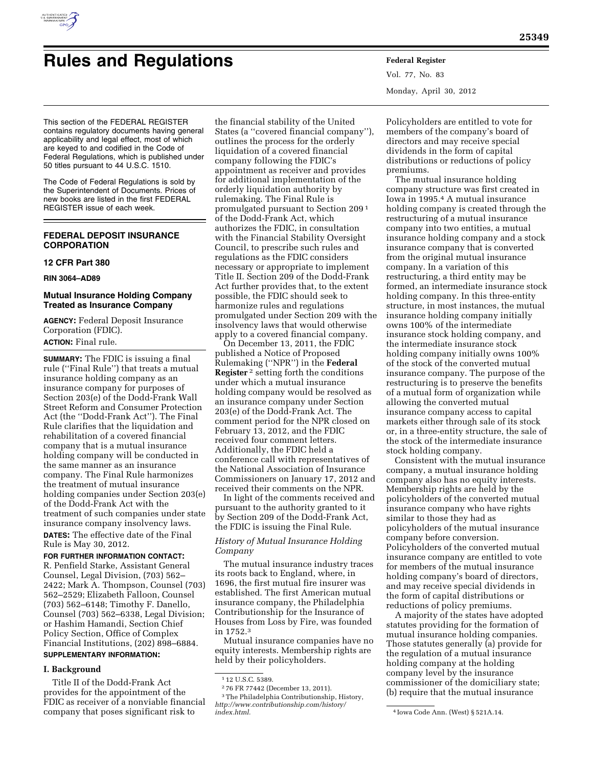# Rules and Regulations

This section of the FEDERAL REGISTER contains regulatory documents having general applicability and legal effect, most of which are keyed to and codified in the Code of Federal Regulations, which is published under 50 titles pursuant to 44 U.S.C. 1510.

The Code of Federal Regulations is sold by the Superintendent of Documents. Prices of new books are listed in the first FEDERAL REGISTER issue of each week.

## FEDERAL DEPOSIT INSURANCE CORPORATION

### 12 CFR Part 380

**RIN 3064–AD89**

### Mutual Insurance Holding Company Treated as Insurance Company

**AGENCY:** Federal Deposit Insurance Corporation (FDIC).

**ACTION:** Final rule.

**SUMMARY:** The FDIC is issuing a final rule (''Final Rule'') that treats a mutual insurance holding company as an insurance company for purposes of Section 203(e) of the Dodd-Frank Wall Street Reform and Consumer Protection Act (the ''Dodd-Frank Act''). The Final Rule clarifies that the liquidation and rehabilitation of a covered financial company that is a mutual insurance holding company will be conducted in the same manner as an insurance company. The Final Rule harmonizes the treatment of mutual insurance holding companies under Section 203(e) of the Dodd-Frank Act with the treatment of such companies under state insurance company insolvency laws.

**DATES:** The effective date of the Final Rule is May 30, 2012.

**FOR FURTHER INFORMATION CONTACT:** R. Penfield Starke, Assistant General Counsel, Legal Division, (703) 562–2422; Mark A. Thompson, Counsel (703) 562–2529; Elizabeth Falloon, Counsel (703) 562–6148; Timothy F. Danello, Counsel (703) 562–6338, Legal Division; or Hashim Hamandi, Section Chief Policy Section, Office of Complex Financial Institutions, (202) 898–6884.

**SUPPLEMENTARY INFORMATION:**

#### I. Background

Title II of the Dodd-Frank Act provides for the appointment of the FDIC as receiver of a nonviable financial company that poses significant risk to the financial stability of the United States (a ''covered financial company''), outlines the process for the orderly liquidation of a covered financial company following the FDIC's appointment as receiver and provides for additional implementation of the orderly liquidation authority by rulemaking. The Final Rule is promulgated pursuant to Section 209 [1] of the Dodd-Frank Act, which authorizes the FDIC, in consultation with the Financial Stability Oversight Council, to prescribe such rules and regulations as the FDIC considers necessary or appropriate to implement Title II. Section 209 of the Dodd-Frank Act further provides that, to the extent possible, the FDIC should seek to harmonize rules and regulations promulgated under Section 209 with the insolvency laws that would otherwise apply to a covered financial company.

On December 13, 2011, the FDIC published a Notice of Proposed Rulemaking (''NPR'') in the **Federal Register** [2] setting forth the conditions under which a mutual insurance holding company would be resolved as an insurance company under Section 203(e) of the Dodd-Frank Act. The comment period for the NPR closed on February 13, 2012, and the FDIC received four comment letters. Additionally, the FDIC held a conference call with representatives of the National Association of Insurance Commissioners on January 17, 2012 and received their comments on the NPR.

In light of the comments received and pursuant to the authority granted to it by Section 209 of the Dodd-Frank Act, the FDIC is issuing the Final Rule.

*History of Mutual Insurance Holding Company*

The mutual insurance industry traces its roots back to England, where, in 1696, the first mutual fire insurer was established. The first American mutual insurance company, the Philadelphia Contributionship for the Insurance of Houses from Loss by Fire, was founded in 1752.[3]

Mutual insurance companies have no equity interests. Membership rights are held by their policyholders. Policyholders are entitled to vote for members of the company's board of directors and may receive special dividends in the form of capital distributions or reductions of policy premiums.

The mutual insurance holding company structure was first created in Iowa in 1995.[4] A mutual insurance holding company is created through the restructuring of a mutual insurance company into two entities, a mutual insurance holding company and a stock insurance company that is converted from the original mutual insurance company. In a variation of this restructuring, a third entity may be formed, an intermediate insurance stock holding company. In this three-entity structure, in most instances, the mutual insurance holding company initially owns 100% of the intermediate insurance stock holding company, and the intermediate insurance stock holding company initially owns 100% of the stock of the converted mutual insurance company. The purpose of the restructuring is to preserve the benefits of a mutual form of organization while allowing the converted mutual insurance company access to capital markets either through sale of its stock or, in a three-entity structure, the sale of the stock of the intermediate insurance stock holding company.

Consistent with the mutual insurance company, a mutual insurance holding company also has no equity interests. Membership rights are held by the policyholders of the converted mutual insurance company who have rights similar to those they had as policyholders of the mutual insurance company before conversion. Policyholders of the converted mutual insurance company are entitled to vote for members of the mutual insurance holding company's board of directors, and may receive special dividends in the form of capital distributions or reductions of policy premiums.

A majority of the states have adopted statutes providing for the formation of mutual insurance holding companies. Those statutes generally (a) provide for the regulation of a mutual insurance holding company at the holding company level by the insurance commissioner of the domiciliary state; (b) require that the mutual insurance

---

[1] 12 U.S.C. 5389.

[2] 76 FR 77442 (December 13, 2011).

[3] The Philadelphia Contributionship, History, *http://www.contributionship.com/history/index.html.*

[4] Iowa Code Ann. (West) § 521A.14.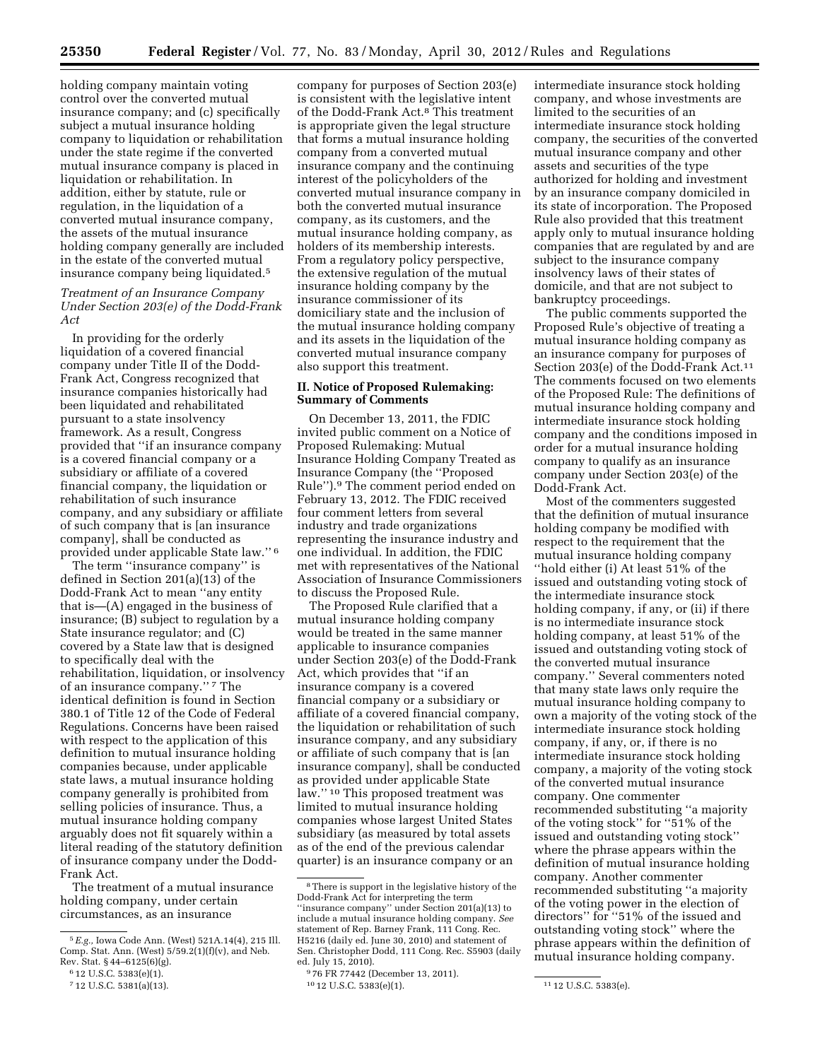holding company maintain voting control over the converted mutual insurance company; and (c) specifically subject a mutual insurance holding company to liquidation or rehabilitation under the state regime if the converted mutual insurance company is placed in liquidation or rehabilitation. In addition, either by statute, rule or regulation, in the liquidation of a converted mutual insurance company, the assets of the mutual insurance holding company generally are included in the estate of the converted mutual insurance company being liquidated.[5]

### *Treatment of an Insurance Company Under Section 203(e) of the Dodd-Frank Act*

In providing for the orderly liquidation of a covered financial company under Title II of the Dodd-Frank Act, Congress recognized that insurance companies historically had been liquidated and rehabilitated pursuant to a state insolvency framework. As a result, Congress provided that ''if an insurance company is a covered financial company or a subsidiary or affiliate of a covered financial company, the liquidation or rehabilitation of such insurance company, and any subsidiary or affiliate of such company that is [an insurance company], shall be conducted as provided under applicable State law.'' [6]

The term ''insurance company'' is defined in Section 201(a)(13) of the Dodd-Frank Act to mean ''any entity that is—(A) engaged in the business of insurance; (B) subject to regulation by a State insurance regulator; and (C) covered by a State law that is designed to specifically deal with the rehabilitation, liquidation, or insolvency of an insurance company.'' [7] The identical definition is found in Section 380.1 of Title 12 of the Code of Federal Regulations. Concerns have been raised with respect to the application of this definition to mutual insurance holding companies because, under applicable state laws, a mutual insurance holding company generally is prohibited from selling policies of insurance. Thus, a mutual insurance holding company arguably does not fit squarely within a literal reading of the statutory definition of insurance company under the Dodd-Frank Act.

The treatment of a mutual insurance holding company, under certain circumstances, as an insurance company for purposes of Section 203(e) is consistent with the legislative intent of the Dodd-Frank Act.[8] This treatment is appropriate given the legal structure that forms a mutual insurance holding company from a converted mutual insurance company and the continuing interest of the policyholders of the converted mutual insurance company in both the converted mutual insurance company, as its customers, and the mutual insurance holding company, as holders of its membership interests. From a regulatory policy perspective, the extensive regulation of the mutual insurance holding company by the insurance commissioner of its domiciliary state and the inclusion of the mutual insurance holding company and its assets in the liquidation of the converted mutual insurance company also support this treatment.

## II. Notice of Proposed Rulemaking: Summary of Comments

On December 13, 2011, the FDIC invited public comment on a Notice of Proposed Rulemaking: Mutual Insurance Holding Company Treated as Insurance Company (the ''Proposed Rule'').[9] The comment period ended on February 13, 2012. The FDIC received four comment letters from several industry and trade organizations representing the insurance industry and one individual. In addition, the FDIC met with representatives of the National Association of Insurance Commissioners to discuss the Proposed Rule.

The Proposed Rule clarified that a mutual insurance holding company would be treated in the same manner applicable to insurance companies under Section 203(e) of the Dodd-Frank Act, which provides that ''if an insurance company is a covered financial company or a subsidiary or affiliate of a covered financial company, the liquidation or rehabilitation of such insurance company, and any subsidiary or affiliate of such company that is [an insurance company], shall be conducted as provided under applicable State law.'' [10] This proposed treatment was limited to mutual insurance holding companies whose largest United States subsidiary (as measured by total assets as of the end of the previous calendar quarter) is an insurance company or an intermediate insurance stock holding company, and whose investments are limited to the securities of an intermediate insurance stock holding company, the securities of the converted mutual insurance company and other assets and securities of the type authorized for holding and investment by an insurance company domiciled in its state of incorporation. The Proposed Rule also provided that this treatment apply only to mutual insurance holding companies that are regulated by and are subject to the insurance company insolvency laws of their states of domicile, and that are not subject to bankruptcy proceedings.

The public comments supported the Proposed Rule's objective of treating a mutual insurance holding company as an insurance company for purposes of Section 203(e) of the Dodd-Frank Act.[11] The comments focused on two elements of the Proposed Rule: The definitions of mutual insurance holding company and intermediate insurance stock holding company and the conditions imposed in order for a mutual insurance holding company to qualify as an insurance company under Section 203(e) of the Dodd-Frank Act.

Most of the commenters suggested that the definition of mutual insurance holding company be modified with respect to the requirement that the mutual insurance holding company ''hold either (i) At least 51% of the issued and outstanding voting stock of the intermediate insurance stock holding company, if any, or (ii) if there is no intermediate insurance stock holding company, at least 51% of the issued and outstanding voting stock of the converted mutual insurance company.'' Several commenters noted that many state laws only require the mutual insurance holding company to own a majority of the voting stock of the intermediate insurance stock holding company, if any, or, if there is no intermediate insurance stock holding company, a majority of the voting stock of the converted mutual insurance company. One commenter recommended substituting ''a majority of the voting stock'' for ''51% of the issued and outstanding voting stock'' where the phrase appears within the definition of mutual insurance holding company. Another commenter recommended substituting ''a majority of the voting power in the election of directors'' for ''51% of the issued and outstanding voting stock'' where the phrase appears within the definition of mutual insurance holding company.

---

[5] *E.g.,* Iowa Code Ann. (West) 521A.14(4), 215 Ill. Comp. Stat. Ann. (West) 5/59.2(1)(f)(v), and Neb. Rev. Stat. § 44–6125(6)(g).

[6] 12 U.S.C. 5383(e)(1).

[7] 12 U.S.C. 5381(a)(13).

[8] There is support in the legislative history of the Dodd-Frank Act for interpreting the term ''insurance company'' under Section 201(a)(13) to include a mutual insurance holding company. *See* statement of Rep. Barney Frank, 111 Cong. Rec. H5216 (daily ed. June 30, 2010) and statement of Sen. Christopher Dodd, 111 Cong. Rec. S5903 (daily ed. July 15, 2010).

[9] 76 FR 77442 (December 13, 2011).

[10] 12 U.S.C. 5383(e)(1).

[11] 12 U.S.C. 5383(e).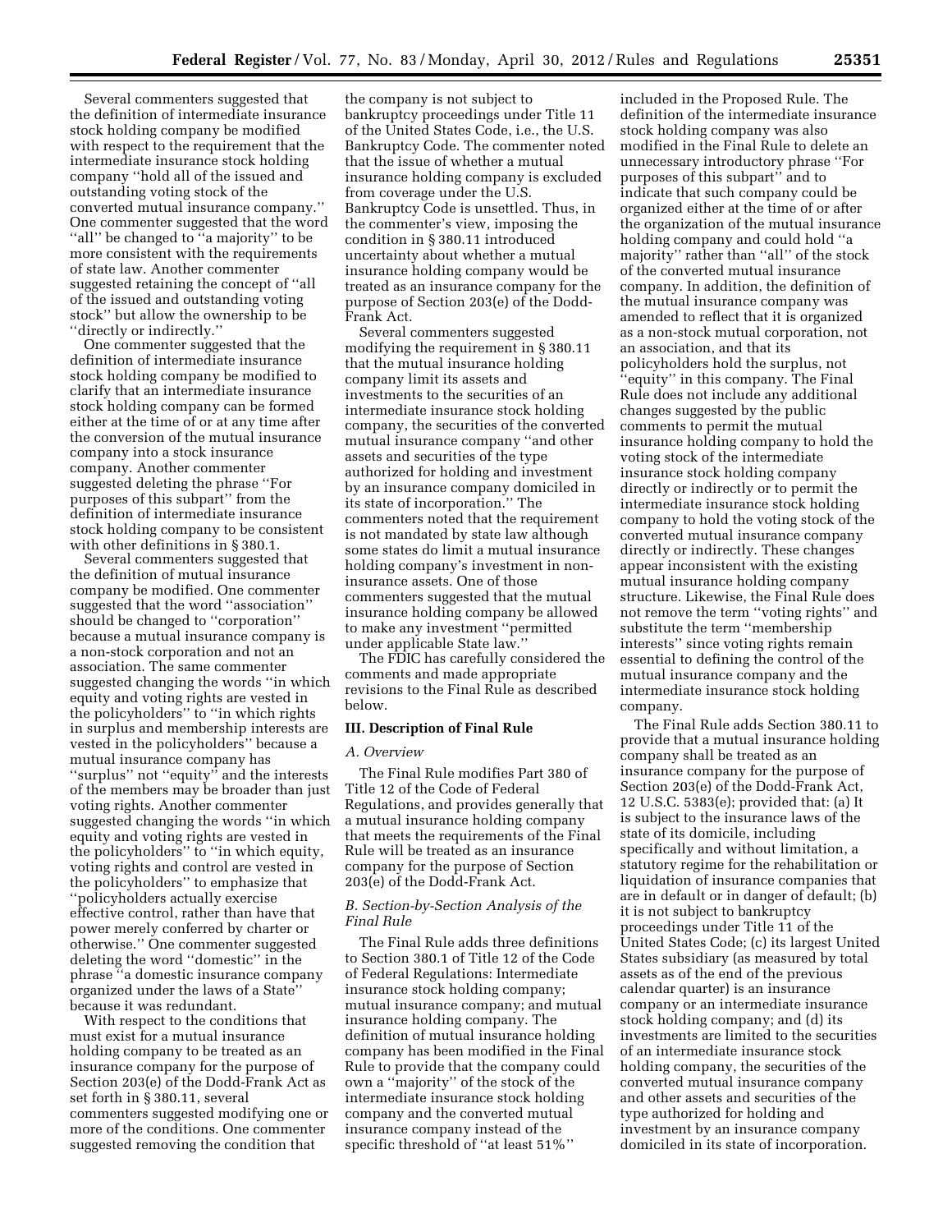Several commenters suggested that the definition of intermediate insurance stock holding company be modified with respect to the requirement that the intermediate insurance stock holding company "hold all of the issued and outstanding voting stock of the converted mutual insurance company." One commenter suggested that the word "all" be changed to "a majority" to be more consistent with the requirements of state law. Another commenter suggested retaining the concept of "all of the issued and outstanding voting stock" but allow the ownership to be "directly or indirectly."

One commenter suggested that the definition of intermediate insurance stock holding company be modified to clarify that an intermediate insurance stock holding company can be formed either at the time of or at any time after the conversion of the mutual insurance company into a stock insurance company. Another commenter suggested deleting the phrase "For purposes of this subpart" from the definition of intermediate insurance stock holding company to be consistent with other definitions in § 380.1.

Several commenters suggested that the definition of mutual insurance company be modified. One commenter suggested that the word "association" should be changed to "corporation" because a mutual insurance company is a non-stock corporation and not an association. The same commenter suggested changing the words "in which equity and voting rights are vested in the policyholders" to "in which rights in surplus and membership interests are vested in the policyholders" because a mutual insurance company has "surplus" not "equity" and the interests of the members may be broader than just voting rights. Another commenter suggested changing the words "in which equity and voting rights are vested in the policyholders" to "in which equity, voting rights and control are vested in the policyholders" to emphasize that "policyholders actually exercise effective control, rather than have that power merely conferred by charter or otherwise." One commenter suggested deleting the word "domestic" in the phrase "a domestic insurance company organized under the laws of a State" because it was redundant.

With respect to the conditions that must exist for a mutual insurance holding company to be treated as an insurance company for the purpose of Section 203(e) of the Dodd-Frank Act as set forth in § 380.11, several commenters suggested modifying one or more of the conditions. One commenter suggested removing the condition that the company is not subject to bankruptcy proceedings under Title 11 of the United States Code, i.e., the U.S. Bankruptcy Code. The commenter noted that the issue of whether a mutual insurance holding company is excluded from coverage under the U.S. Bankruptcy Code is unsettled. Thus, in the commenter's view, imposing the condition in § 380.11 introduced uncertainty about whether a mutual insurance holding company would be treated as an insurance company for the purpose of Section 203(e) of the Dodd-Frank Act.

Several commenters suggested modifying the requirement in § 380.11 that the mutual insurance holding company limit its assets and investments to the securities of an intermediate insurance stock holding company, the securities of the converted mutual insurance company "and other assets and securities of the type authorized for holding and investment by an insurance company domiciled in its state of incorporation." The commenters noted that the requirement is not mandated by state law although some states do limit a mutual insurance holding company's investment in non-insurance assets. One of those commenters suggested that the mutual insurance holding company be allowed to make any investment "permitted under applicable State law."

The FDIC has carefully considered the comments and made appropriate revisions to the Final Rule as described below.

## III. Description of Final Rule

### *A. Overview*

The Final Rule modifies Part 380 of Title 12 of the Code of Federal Regulations, and provides generally that a mutual insurance holding company that meets the requirements of the Final Rule will be treated as an insurance company for the purpose of Section 203(e) of the Dodd-Frank Act.

### *B. Section-by-Section Analysis of the Final Rule*

The Final Rule adds three definitions to Section 380.1 of Title 12 of the Code of Federal Regulations: Intermediate insurance stock holding company; mutual insurance company; and mutual insurance holding company. The definition of mutual insurance holding company has been modified in the Final Rule to provide that the company could own a "majority" of the stock of the intermediate insurance stock holding company and the converted mutual insurance company instead of the specific threshold of "at least 51%" included in the Proposed Rule. The definition of the intermediate insurance stock holding company was also modified in the Final Rule to delete an unnecessary introductory phrase "For purposes of this subpart" and to indicate that such company could be organized either at the time of or after the organization of the mutual insurance holding company and could hold "a majority" rather than "all" of the stock of the converted mutual insurance company. In addition, the definition of the mutual insurance company was amended to reflect that it is organized as a non-stock mutual corporation, not an association, and that its policyholders hold the surplus, not "equity" in this company. The Final Rule does not include any additional changes suggested by the public comments to permit the mutual insurance holding company to hold the voting stock of the intermediate insurance stock holding company directly or indirectly or to permit the intermediate insurance stock holding company to hold the voting stock of the converted mutual insurance company directly or indirectly. These changes appear inconsistent with the existing mutual insurance holding company structure. Likewise, the Final Rule does not remove the term "voting rights" and substitute the term "membership interests" since voting rights remain essential to defining the control of the mutual insurance company and the intermediate insurance stock holding company.

The Final Rule adds Section 380.11 to provide that a mutual insurance holding company shall be treated as an insurance company for the purpose of Section 203(e) of the Dodd-Frank Act, 12 U.S.C. 5383(e); provided that: (a) It is subject to the insurance laws of the state of its domicile, including specifically and without limitation, a statutory regime for the rehabilitation or liquidation of insurance companies that are in default or in danger of default; (b) it is not subject to bankruptcy proceedings under Title 11 of the United States Code; (c) its largest United States subsidiary (as measured by total assets as of the end of the previous calendar quarter) is an insurance company or an intermediate insurance stock holding company; and (d) its investments are limited to the securities of an intermediate insurance stock holding company, the securities of the converted mutual insurance company and other assets and securities of the type authorized for holding and investment by an insurance company domiciled in its state of incorporation.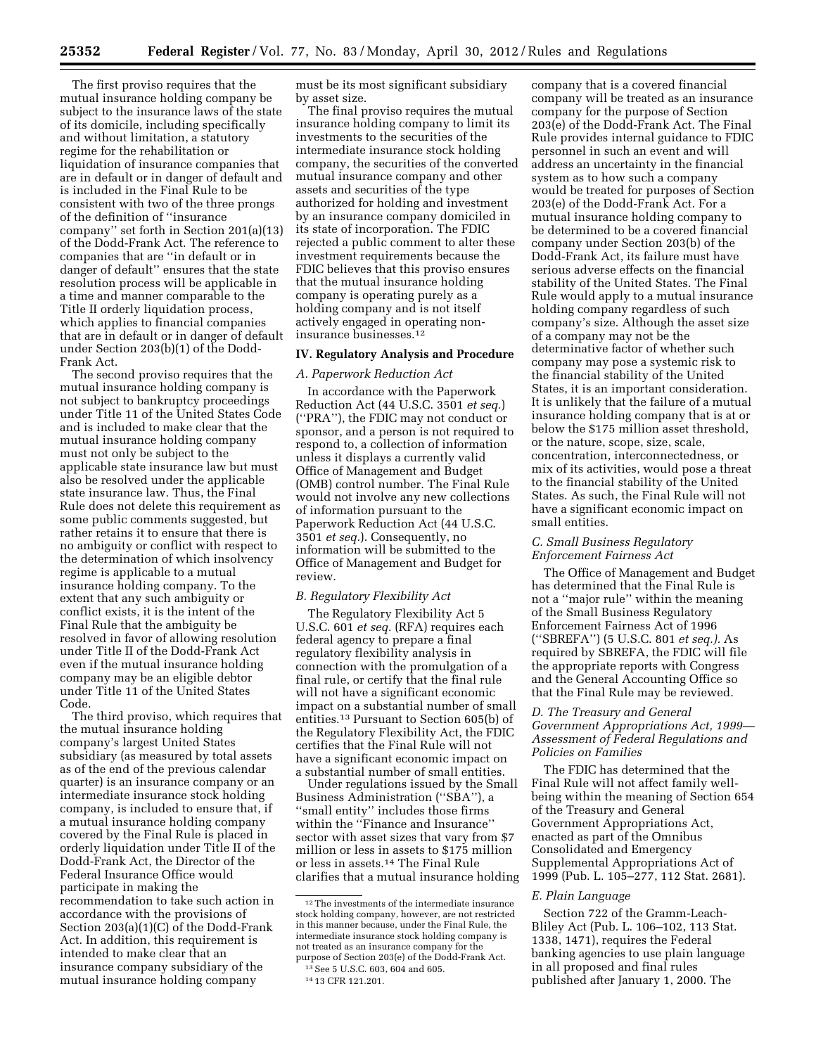The first proviso requires that the mutual insurance holding company be subject to the insurance laws of the state of its domicile, including specifically and without limitation, a statutory regime for the rehabilitation or liquidation of insurance companies that are in default or in danger of default and is included in the Final Rule to be consistent with two of the three prongs of the definition of "insurance company" set forth in Section 201(a)(13) of the Dodd-Frank Act. The reference to companies that are "in default or in danger of default" ensures that the state resolution process will be applicable in a time and manner comparable to the Title II orderly liquidation process, which applies to financial companies that are in default or in danger of default under Section 203(b)(1) of the Dodd-Frank Act.

The second proviso requires that the mutual insurance holding company is not subject to bankruptcy proceedings under Title 11 of the United States Code and is included to make clear that the mutual insurance holding company must not only be subject to the applicable state insurance law but must also be resolved under the applicable state insurance law. Thus, the Final Rule does not delete this requirement as some public comments suggested, but rather retains it to ensure that there is no ambiguity or conflict with respect to the determination of which insolvency regime is applicable to a mutual insurance holding company. To the extent that any such ambiguity or conflict exists, it is the intent of the Final Rule that the ambiguity be resolved in favor of allowing resolution under Title II of the Dodd-Frank Act even if the mutual insurance holding company may be an eligible debtor under Title 11 of the United States Code.

The third proviso, which requires that the mutual insurance holding company's largest United States subsidiary (as measured by total assets as of the end of the previous calendar quarter) is an insurance company or an intermediate insurance stock holding company, is included to ensure that, if a mutual insurance holding company covered by the Final Rule is placed in orderly liquidation under Title II of the Dodd-Frank Act, the Director of the Federal Insurance Office would participate in making the recommendation to take such action in accordance with the provisions of Section 203(a)(1)(C) of the Dodd-Frank Act. In addition, this requirement is intended to make clear that an insurance company subsidiary of the mutual insurance holding company must be its most significant subsidiary by asset size.

The final proviso requires the mutual insurance holding company to limit its investments to the securities of the intermediate insurance stock holding company, the securities of the converted mutual insurance company and other assets and securities of the type authorized for holding and investment by an insurance company domiciled in its state of incorporation. The FDIC rejected a public comment to alter these investment requirements because the FDIC believes that this proviso ensures that the mutual insurance holding company is operating purely as a holding company and is not itself actively engaged in operating non-insurance businesses.[12]

## IV. Regulatory Analysis and Procedure

### A. Paperwork Reduction Act

In accordance with the Paperwork Reduction Act (44 U.S.C. 3501 *et seq.*) ("PRA"), the FDIC may not conduct or sponsor, and a person is not required to respond to, a collection of information unless it displays a currently valid Office of Management and Budget (OMB) control number. The Final Rule would not involve any new collections of information pursuant to the Paperwork Reduction Act (44 U.S.C. 3501 *et seq.*). Consequently, no information will be submitted to the Office of Management and Budget for review.

### B. Regulatory Flexibility Act

The Regulatory Flexibility Act 5 U.S.C. 601 *et seq.* (RFA) requires each federal agency to prepare a final regulatory flexibility analysis in connection with the promulgation of a final rule, or certify that the final rule will not have a significant economic impact on a substantial number of small entities.[13] Pursuant to Section 605(b) of the Regulatory Flexibility Act, the FDIC certifies that the Final Rule will not have a significant economic impact on a substantial number of small entities.

Under regulations issued by the Small Business Administration ("SBA"), a "small entity" includes those firms within the "Finance and Insurance" sector with asset sizes that vary from $7 million or less in assets to $175 million or less in assets.[14] The Final Rule clarifies that a mutual insurance holding company that is a covered financial company will be treated as an insurance company for the purpose of Section 203(e) of the Dodd-Frank Act. The Final Rule provides internal guidance to FDIC personnel in such an event and will address an uncertainty in the financial system as to how such a company would be treated for purposes of Section 203(e) of the Dodd-Frank Act. For a mutual insurance holding company to be determined to be a covered financial company under Section 203(b) of the Dodd-Frank Act, its failure must have serious adverse effects on the financial stability of the United States. The Final Rule would apply to a mutual insurance holding company regardless of such company's size. Although the asset size of a company may not be the determinative factor of whether such company may pose a systemic risk to the financial stability of the United States, it is an important consideration. It is unlikely that the failure of a mutual insurance holding company that is at or below the $175 million asset threshold, or the nature, scope, size, scale, concentration, interconnectedness, or mix of its activities, would pose a threat to the financial stability of the United States. As such, the Final Rule will not have a significant economic impact on small entities.

### C. Small Business Regulatory Enforcement Fairness Act

The Office of Management and Budget has determined that the Final Rule is not a "major rule" within the meaning of the Small Business Regulatory Enforcement Fairness Act of 1996 ("SBREFA") (5 U.S.C. 801 *et seq.).* As required by SBREFA, the FDIC will file the appropriate reports with Congress and the General Accounting Office so that the Final Rule may be reviewed.

### D. The Treasury and General Government Appropriations Act, 1999—Assessment of Federal Regulations and Policies on Families

The FDIC has determined that the Final Rule will not affect family well-being within the meaning of Section 654 of the Treasury and General Government Appropriations Act, enacted as part of the Omnibus Consolidated and Emergency Supplemental Appropriations Act of 1999 (Pub. L. 105–277, 112 Stat. 2681).

### E. Plain Language

Section 722 of the Gramm-Leach-Bliley Act (Pub. L. 106–102, 113 Stat. 1338, 1471), requires the Federal banking agencies to use plain language in all proposed and final rules published after January 1, 2000. The

---

[12] The investments of the intermediate insurance stock holding company, however, are not restricted in this manner because, under the Final Rule, the intermediate insurance stock holding company is not treated as an insurance company for the purpose of Section 203(e) of the Dodd-Frank Act.

[13] See 5 U.S.C. 603, 604 and 605.

[14] 13 CFR 121.201.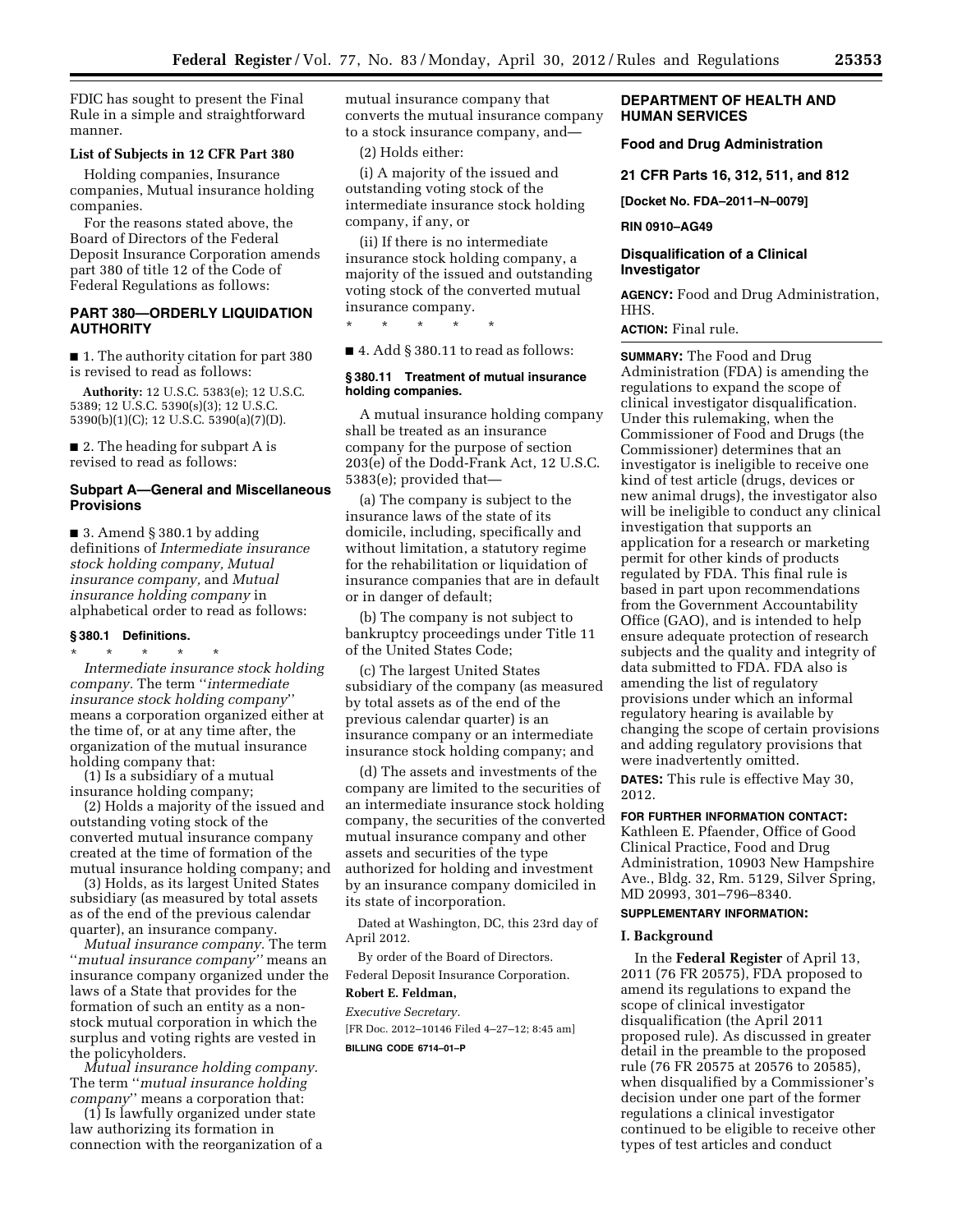FDIC has sought to present the Final Rule in a simple and straightforward manner.

**List of Subjects in 12 CFR Part 380**

Holding companies, Insurance companies, Mutual insurance holding companies.

For the reasons stated above, the Board of Directors of the Federal Deposit Insurance Corporation amends part 380 of title 12 of the Code of Federal Regulations as follows:

## PART 380—ORDERLY LIQUIDATION AUTHORITY

■ 1. The authority citation for part 380 is revised to read as follows:

**Authority:** 12 U.S.C. 5383(e); 12 U.S.C. 5389; 12 U.S.C. 5390(s)(3); 12 U.S.C. 5390(b)(1)(C); 12 U.S.C. 5390(a)(7)(D).

■ 2. The heading for subpart A is revised to read as follows:

### Subpart A—General and Miscellaneous Provisions

■ 3. Amend § 380.1 by adding definitions of *Intermediate insurance stock holding company, Mutual insurance company,* and *Mutual insurance holding company* in alphabetical order to read as follows:

**§ 380.1 Definitions.**

\* \* \* \* \*

*Intermediate insurance stock holding company.* The term ''*intermediate insurance stock holding company*'' means a corporation organized either at the time of, or at any time after, the organization of the mutual insurance holding company that:

(1) Is a subsidiary of a mutual insurance holding company;

(2) Holds a majority of the issued and outstanding voting stock of the converted mutual insurance company created at the time of formation of the mutual insurance holding company; and

(3) Holds, as its largest United States subsidiary (as measured by total assets as of the end of the previous calendar quarter), an insurance company.

*Mutual insurance company.* The term ''*mutual insurance company''* means an insurance company organized under the laws of a State that provides for the formation of such an entity as a non-stock mutual corporation in which the surplus and voting rights are vested in the policyholders.

*Mutual insurance holding company.* The term ''*mutual insurance holding company*'' means a corporation that:

(1) Is lawfully organized under state law authorizing its formation in connection with the reorganization of a mutual insurance company that converts the mutual insurance company to a stock insurance company, and—

(2) Holds either:

(i) A majority of the issued and outstanding voting stock of the intermediate insurance stock holding company, if any, or

(ii) If there is no intermediate insurance stock holding company, a majority of the issued and outstanding voting stock of the converted mutual insurance company.

\* \* \* \* \*

■ 4. Add § 380.11 to read as follows:

**§ 380.11 Treatment of mutual insurance holding companies.**

A mutual insurance holding company shall be treated as an insurance company for the purpose of section 203(e) of the Dodd-Frank Act, 12 U.S.C. 5383(e); provided that—

(a) The company is subject to the insurance laws of the state of its domicile, including, specifically and without limitation, a statutory regime for the rehabilitation or liquidation of insurance companies that are in default or in danger of default;

(b) The company is not subject to bankruptcy proceedings under Title 11 of the United States Code;

(c) The largest United States subsidiary of the company (as measured by total assets as of the end of the previous calendar quarter) is an insurance company or an intermediate insurance stock holding company; and

(d) The assets and investments of the company are limited to the securities of an intermediate insurance stock holding company, the securities of the converted mutual insurance company and other assets and securities of the type authorized for holding and investment by an insurance company domiciled in its state of incorporation.

Dated at Washington, DC, this 23rd day of April 2012.

By order of the Board of Directors.

Federal Deposit Insurance Corporation.

**Robert E. Feldman,**

*Executive Secretary.*

[FR Doc. 2012–10146 Filed 4–27–12; 8:45 am]

**BILLING CODE 6714–01–P**

## DEPARTMENT OF HEALTH AND HUMAN SERVICES

### Food and Drug Administration

**21 CFR Parts 16, 312, 511, and 812**

**[Docket No. FDA–2011–N–0079]**

**RIN 0910–AG49**

### Disqualification of a Clinical Investigator

**AGENCY:** Food and Drug Administration, HHS.

**ACTION:** Final rule.

**SUMMARY:** The Food and Drug Administration (FDA) is amending the regulations to expand the scope of clinical investigator disqualification. Under this rulemaking, when the Commissioner of Food and Drugs (the Commissioner) determines that an investigator is ineligible to receive one kind of test article (drugs, devices or new animal drugs), the investigator also will be ineligible to conduct any clinical investigation that supports an application for a research or marketing permit for other kinds of products regulated by FDA. This final rule is based in part upon recommendations from the Government Accountability Office (GAO), and is intended to help ensure adequate protection of research subjects and the quality and integrity of data submitted to FDA. FDA also is amending the list of regulatory provisions under which an informal regulatory hearing is available by changing the scope of certain provisions and adding regulatory provisions that were inadvertently omitted.

**DATES:** This rule is effective May 30, 2012.

**FOR FURTHER INFORMATION CONTACT:** Kathleen E. Pfaender, Office of Good Clinical Practice, Food and Drug Administration, 10903 New Hampshire Ave., Bldg. 32, Rm. 5129, Silver Spring, MD 20993, 301–796–8340.

**SUPPLEMENTARY INFORMATION:**

**I. Background**

In the **Federal Register** of April 13, 2011 (76 FR 20575), FDA proposed to amend its regulations to expand the scope of clinical investigator disqualification (the April 2011 proposed rule). As discussed in greater detail in the preamble to the proposed rule (76 FR 20575 at 20576 to 20585), when disqualified by a Commissioner's decision under one part of the former regulations a clinical investigator continued to be eligible to receive other types of test articles and conduct